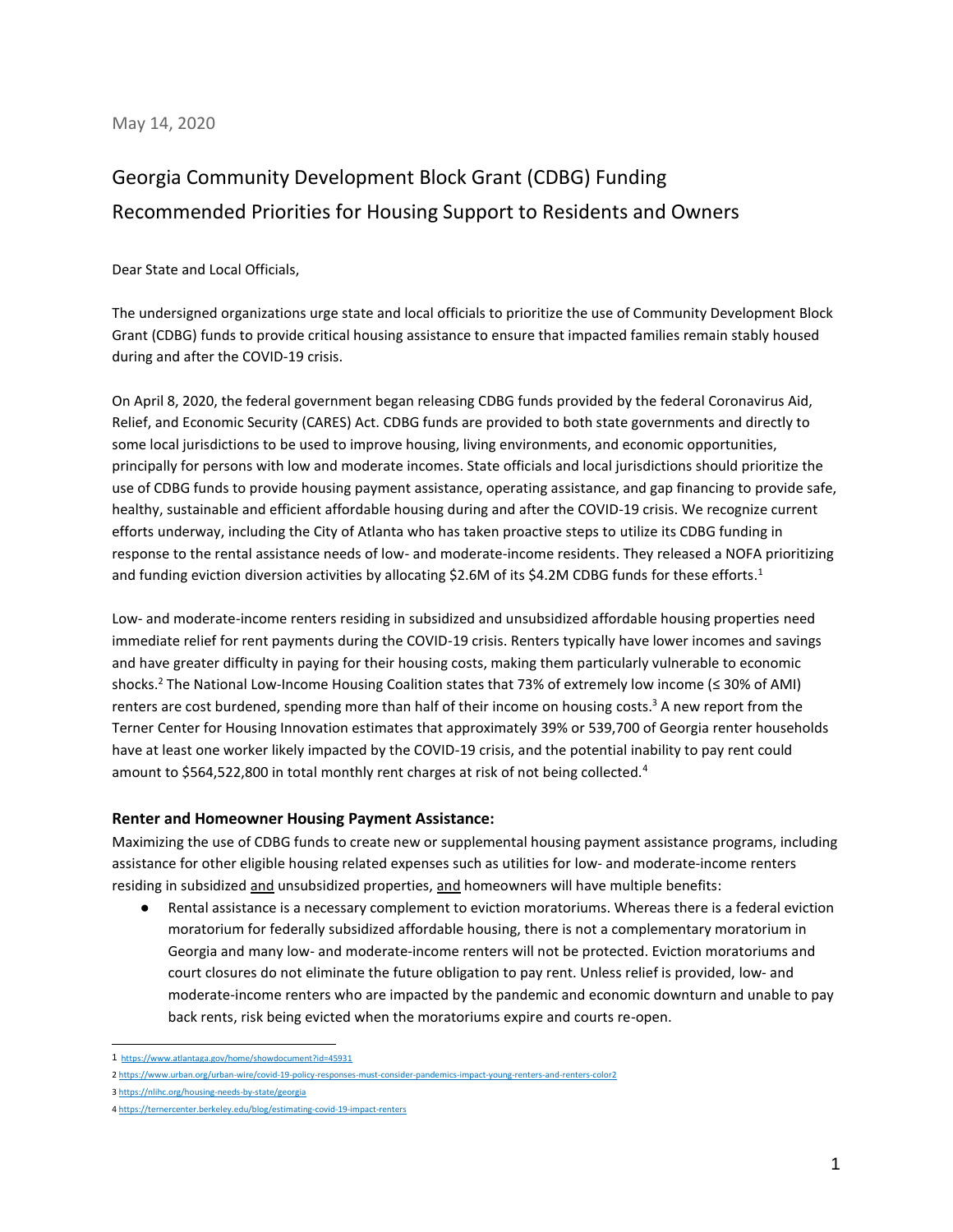May 14, 2020

# Georgia Community Development Block Grant (CDBG) Funding Recommended Priorities for Housing Support to Residents and Owners

Dear State and Local Officials,

The undersigned organizations urge state and local officials to prioritize the use of Community Development Block Grant (CDBG) funds to provide critical housing assistance to ensure that impacted families remain stably housed during and after the COVID-19 crisis.

On April 8, 2020, the federal government began releasing CDBG funds provided by the federal Coronavirus Aid, Relief, and Economic Security (CARES) Act. CDBG funds are provided to both state governments and directly to some local jurisdictions to be used to improve housing, living environments, and economic opportunities, principally for persons with low and moderate incomes. State officials and local jurisdictions should prioritize the use of CDBG funds to provide housing payment assistance, operating assistance, and gap financing to provide safe, healthy, sustainable and efficient affordable housing during and after the COVID-19 crisis. We recognize current efforts underway, including the City of Atlanta who has taken proactive steps to utilize its CDBG funding in response to the rental assistance needs of low- and moderate-income residents. They released a NOFA prioritizing and funding eviction diversion activities by allocating $2.6M of its $4.2M CDBG funds for these efforts.[1]

Low- and moderate-income renters residing in subsidized and unsubsidized affordable housing properties need immediate relief for rent payments during the COVID-19 crisis. Renters typically have lower incomes and savings and have greater difficulty in paying for their housing costs, making them particularly vulnerable to economic shocks.[2] The National Low-Income Housing Coalition states that 73% of extremely low income (≤ 30% of AMI) renters are cost burdened, spending more than half of their income on housing costs.[3] A new report from the Terner Center for Housing Innovation estimates that approximately 39% or 539,700 of Georgia renter households have at least one worker likely impacted by the COVID-19 crisis, and the potential inability to pay rent could amount to $564,522,800 in total monthly rent charges at risk of not being collected.[4]

### Renter and Homeowner Housing Payment Assistance:

Maximizing the use of CDBG funds to create new or supplemental housing payment assistance programs, including assistance for other eligible housing related expenses such as utilities for low- and moderate-income renters residing in subsidized and unsubsidized properties, and homeowners will have multiple benefits:

- Rental assistance is a necessary complement to eviction moratoriums. Whereas there is a federal eviction moratorium for federally subsidized affordable housing, there is not a complementary moratorium in Georgia and many low- and moderate-income renters will not be protected. Eviction moratoriums and court closures do not eliminate the future obligation to pay rent. Unless relief is provided, low- and moderate-income renters who are impacted by the pandemic and economic downturn and unable to pay back rents, risk being evicted when the moratoriums expire and courts re-open.

---

1 https://www.atlantaga.gov/home/showdocument?id=45931

2 https://www.urban.org/urban-wire/covid-19-policy-responses-must-consider-pandemics-impact-young-renters-and-renters-color2

3 https://nlihc.org/housing-needs-by-state/georgia

4 https://ternercenter.berkeley.edu/blog/estimating-covid-19-impact-renters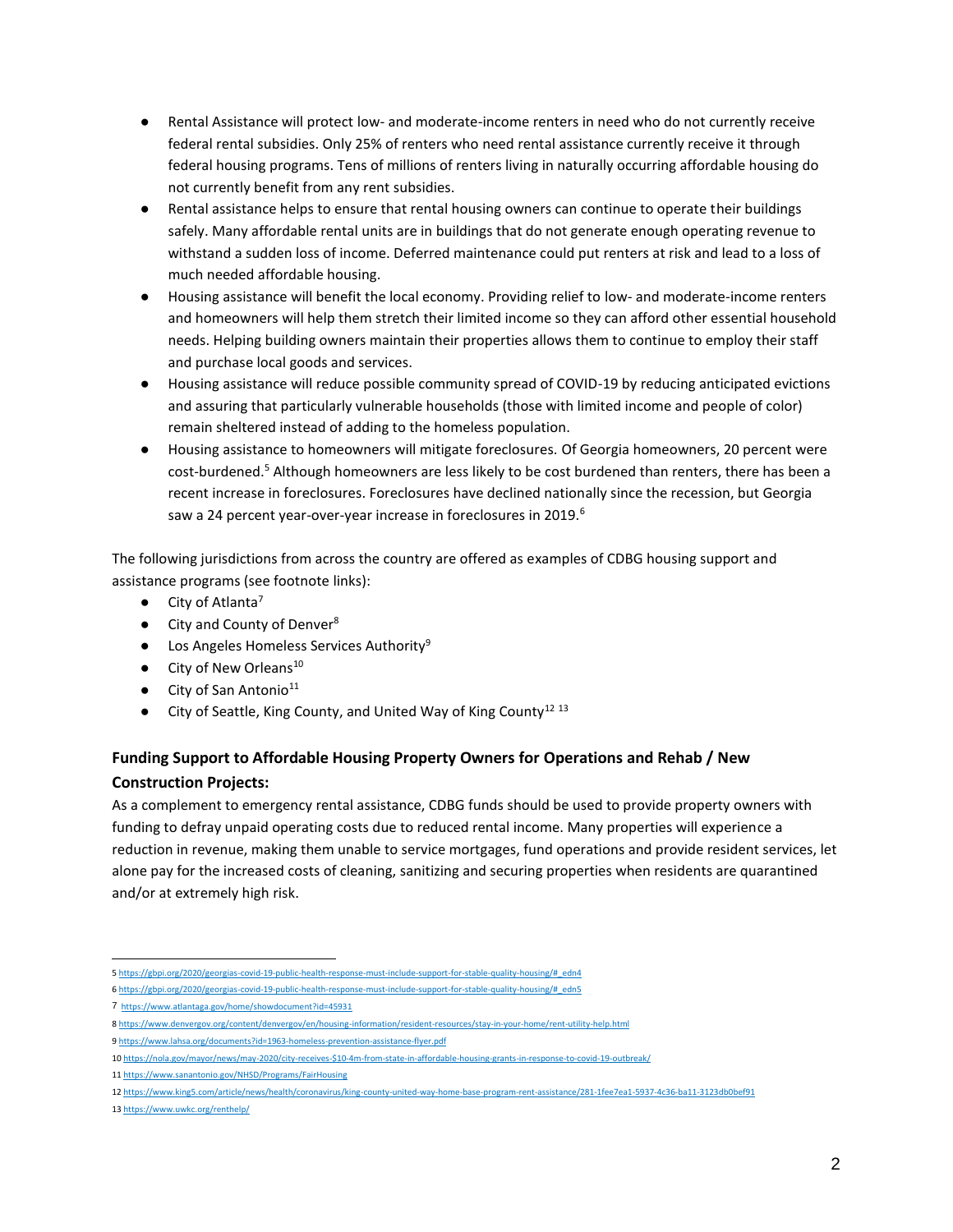- Rental Assistance will protect low- and moderate-income renters in need who do not currently receive federal rental subsidies. Only 25% of renters who need rental assistance currently receive it through federal housing programs. Tens of millions of renters living in naturally occurring affordable housing do not currently benefit from any rent subsidies.
- Rental assistance helps to ensure that rental housing owners can continue to operate their buildings safely. Many affordable rental units are in buildings that do not generate enough operating revenue to withstand a sudden loss of income. Deferred maintenance could put renters at risk and lead to a loss of much needed affordable housing.
- Housing assistance will benefit the local economy. Providing relief to low- and moderate-income renters and homeowners will help them stretch their limited income so they can afford other essential household needs. Helping building owners maintain their properties allows them to continue to employ their staff and purchase local goods and services.
- Housing assistance will reduce possible community spread of COVID-19 by reducing anticipated evictions and assuring that particularly vulnerable households (those with limited income and people of color) remain sheltered instead of adding to the homeless population.
- Housing assistance to homeowners will mitigate foreclosures. Of Georgia homeowners, 20 percent were cost-burdened.[5] Although homeowners are less likely to be cost burdened than renters, there has been a recent increase in foreclosures. Foreclosures have declined nationally since the recession, but Georgia saw a 24 percent year-over-year increase in foreclosures in 2019.[6]

The following jurisdictions from across the country are offered as examples of CDBG housing support and assistance programs (see footnote links):

- City of Atlanta[7]
- City and County of Denver[8]
- Los Angeles Homeless Services Authority[9]
- City of New Orleans[10]
- City of San Antonio[11]
- City of Seattle, King County, and United Way of King County[12] [13]

**Funding Support to Affordable Housing Property Owners for Operations and Rehab / New Construction Projects:**

As a complement to emergency rental assistance, CDBG funds should be used to provide property owners with funding to defray unpaid operating costs due to reduced rental income. Many properties will experience a reduction in revenue, making them unable to service mortgages, fund operations and provide resident services, let alone pay for the increased costs of cleaning, sanitizing and securing properties when residents are quarantined and/or at extremely high risk.

---

5 https://gbpi.org/2020/georgias-covid-19-public-health-response-must-include-support-for-stable-quality-housing/#_edn4

6 https://gbpi.org/2020/georgias-covid-19-public-health-response-must-include-support-for-stable-quality-housing/#_edn5

7 https://www.atlantaga.gov/home/showdocument?id=45931

8 https://www.denvergov.org/content/denvergov/en/housing-information/resident-resources/stay-in-your-home/rent-utility-help.html

9 https://www.lahsa.org/documents?id=1963-homeless-prevention-assistance-flyer.pdf

10 https://nola.gov/mayor/news/may-2020/city-receives-$10-4m-from-state-in-affordable-housing-grants-in-response-to-covid-19-outbreak/

11 https://www.sanantonio.gov/NHSD/Programs/FairHousing

12 https://www.king5.com/article/news/health/coronavirus/king-county-united-way-home-base-program-rent-assistance/281-1fee7ea1-5937-4c36-ba11-3123db0bef91

13 https://www.uwkc.org/renthelp/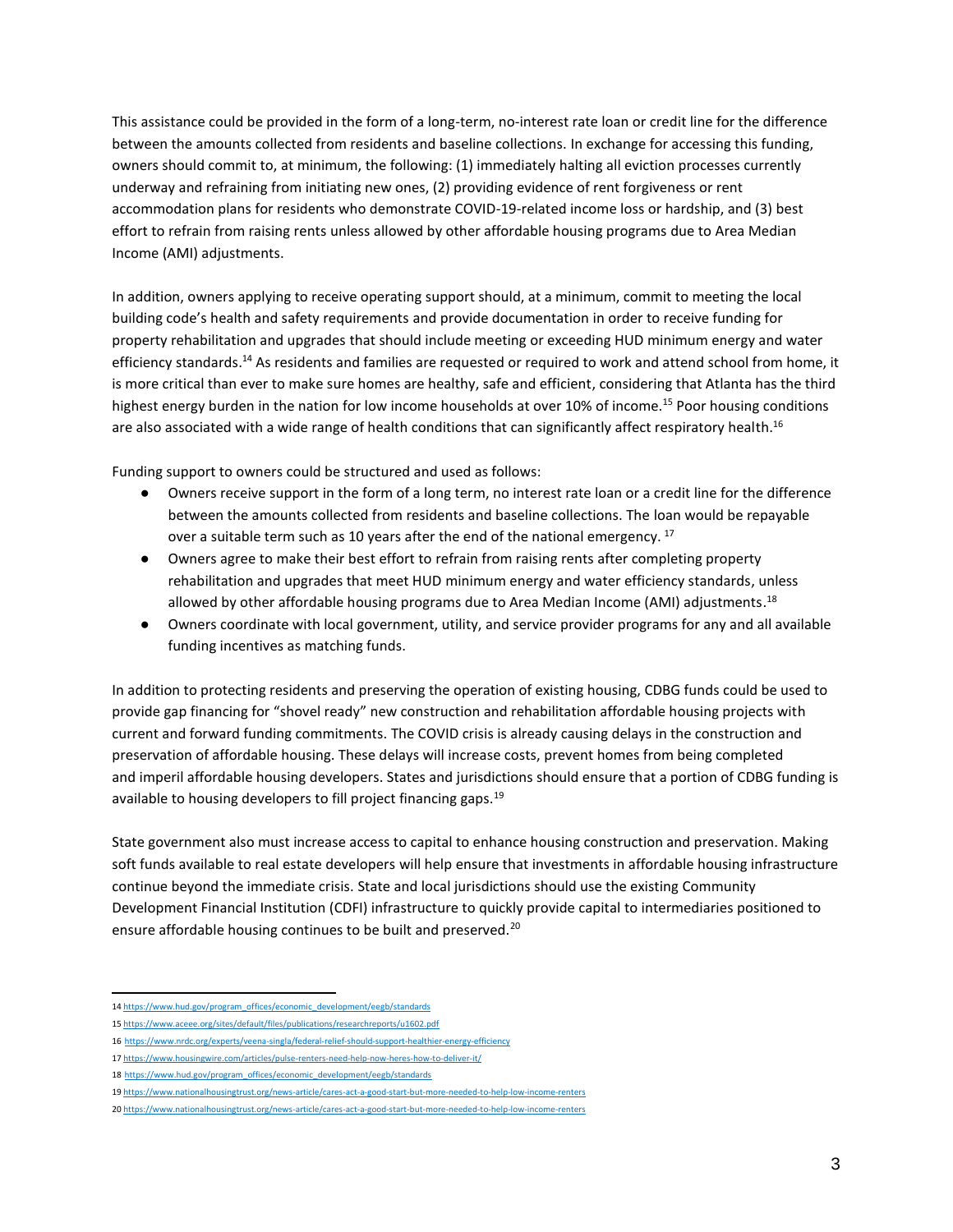This assistance could be provided in the form of a long-term, no-interest rate loan or credit line for the difference between the amounts collected from residents and baseline collections. In exchange for accessing this funding, owners should commit to, at minimum, the following: (1) immediately halting all eviction processes currently underway and refraining from initiating new ones, (2) providing evidence of rent forgiveness or rent accommodation plans for residents who demonstrate COVID-19-related income loss or hardship, and (3) best effort to refrain from raising rents unless allowed by other affordable housing programs due to Area Median Income (AMI) adjustments.

In addition, owners applying to receive operating support should, at a minimum, commit to meeting the local building code's health and safety requirements and provide documentation in order to receive funding for property rehabilitation and upgrades that should include meeting or exceeding HUD minimum energy and water efficiency standards.[14] As residents and families are requested or required to work and attend school from home, it is more critical than ever to make sure homes are healthy, safe and efficient, considering that Atlanta has the third highest energy burden in the nation for low income households at over 10% of income.[15] Poor housing conditions are also associated with a wide range of health conditions that can significantly affect respiratory health.[16]

Funding support to owners could be structured and used as follows:

- Owners receive support in the form of a long term, no interest rate loan or a credit line for the difference between the amounts collected from residents and baseline collections. The loan would be repayable over a suitable term such as 10 years after the end of the national emergency. [17]
- Owners agree to make their best effort to refrain from raising rents after completing property rehabilitation and upgrades that meet HUD minimum energy and water efficiency standards, unless allowed by other affordable housing programs due to Area Median Income (AMI) adjustments.[18]
- Owners coordinate with local government, utility, and service provider programs for any and all available funding incentives as matching funds.

In addition to protecting residents and preserving the operation of existing housing, CDBG funds could be used to provide gap financing for "shovel ready" new construction and rehabilitation affordable housing projects with current and forward funding commitments. The COVID crisis is already causing delays in the construction and preservation of affordable housing. These delays will increase costs, prevent homes from being completed and imperil affordable housing developers. States and jurisdictions should ensure that a portion of CDBG funding is available to housing developers to fill project financing gaps.[19]

State government also must increase access to capital to enhance housing construction and preservation. Making soft funds available to real estate developers will help ensure that investments in affordable housing infrastructure continue beyond the immediate crisis. State and local jurisdictions should use the existing Community Development Financial Institution (CDFI) infrastructure to quickly provide capital to intermediaries positioned to ensure affordable housing continues to be built and preserved.[20]

---

14 https://www.hud.gov/program_offices/economic_development/eegb/standards

15 https://www.aceee.org/sites/default/files/publications/researchreports/u1602.pdf

16 https://www.nrdc.org/experts/veena-singla/federal-relief-should-support-healthier-energy-efficiency

17 https://www.housingwire.com/articles/pulse-renters-need-help-now-heres-how-to-deliver-it/

18 https://www.hud.gov/program_offices/economic_development/eegb/standards

19 https://www.nationalhousingtrust.org/news-article/cares-act-a-good-start-but-more-needed-to-help-low-income-renters

20 https://www.nationalhousingtrust.org/news-article/cares-act-a-good-start-but-more-needed-to-help-low-income-renters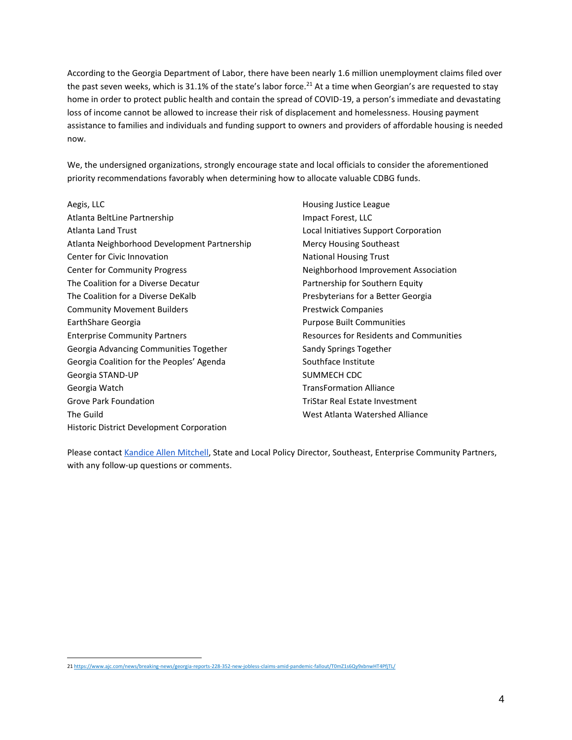According to the Georgia Department of Labor, there have been nearly 1.6 million unemployment claims filed over the past seven weeks, which is 31.1% of the state's labor force.[21] At a time when Georgian's are requested to stay home in order to protect public health and contain the spread of COVID-19, a person's immediate and devastating loss of income cannot be allowed to increase their risk of displacement and homelessness. Housing payment assistance to families and individuals and funding support to owners and providers of affordable housing is needed now.

We, the undersigned organizations, strongly encourage state and local officials to consider the aforementioned priority recommendations favorably when determining how to allocate valuable CDBG funds.

Aegis, LLC
Atlanta BeltLine Partnership
Atlanta Land Trust
Atlanta Neighborhood Development Partnership
Center for Civic Innovation
Center for Community Progress
The Coalition for a Diverse Decatur
The Coalition for a Diverse DeKalb
Community Movement Builders
EarthShare Georgia
Enterprise Community Partners
Georgia Advancing Communities Together
Georgia Coalition for the Peoples' Agenda
Georgia STAND-UP
Georgia Watch
Grove Park Foundation
The Guild
Historic District Development Corporation
Housing Justice League
Impact Forest, LLC
Local Initiatives Support Corporation
Mercy Housing Southeast
National Housing Trust
Neighborhood Improvement Association
Partnership for Southern Equity
Presbyterians for a Better Georgia
Prestwick Companies
Purpose Built Communities
Resources for Residents and Communities
Sandy Springs Together
Southface Institute
SUMMECH CDC
TransFormation Alliance
TriStar Real Estate Investment
West Atlanta Watershed Alliance

Please contact Kandice Allen Mitchell, State and Local Policy Director, Southeast, Enterprise Community Partners, with any follow-up questions or comments.

---

21 https://www.ajc.com/news/breaking-news/georgia-reports-228-352-new-jobless-claims-amid-pandemic-fallout/T0mZ1s6Qy9xbnwHT4PfjTL/